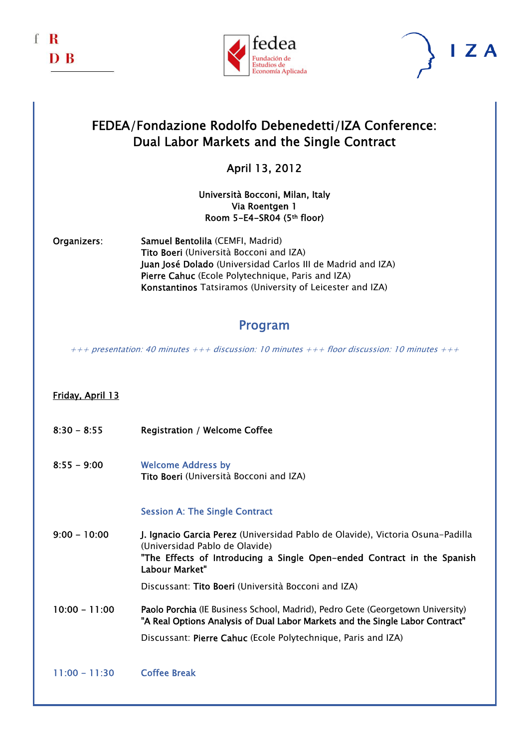f R
D B

fedea
Fundación de Estudios de Economía Aplicada

I Z A

# FEDEA/Fondazione Rodolfo Debenedetti/IZA Conference: Dual Labor Markets and the Single Contract

April 13, 2012

Università Bocconi, Milan, Italy
Via Roentgen 1
Room 5-E4-SR04 (5th floor)

Organizers:

**Samuel Bentolila** (CEMFI, Madrid)
**Tito Boeri** (Università Bocconi and IZA)
**Juan José Dolado** (Universidad Carlos III de Madrid and IZA)
**Pierre Cahuc** (Ecole Polytechnique, Paris and IZA)
**Konstantinos** Tatsiramos (University of Leicester and IZA)

## Program

*+++ presentation: 40 minutes +++ discussion: 10 minutes +++ floor discussion: 10 minutes +++*

<u>Friday, April 13</u>

**8:30 – 8:55** **Registration / Welcome Coffee**

**8:55 – 9:00** Welcome Address by
**Tito Boeri** (Università Bocconi and IZA)

### Session A: The Single Contract

**9:00 – 10:00** **J. Ignacio Garcia Perez** (Universidad Pablo de Olavide), Victoria Osuna-Padilla (Universidad Pablo de Olavide)
**"The Effects of Introducing a Single Open-ended Contract in the Spanish Labour Market"**

Discussant: **Tito Boeri** (Università Bocconi and IZA)

**10:00 – 11:00** **Paolo Porchia** (IE Business School, Madrid), Pedro Gete (Georgetown University)
**"A Real Options Analysis of Dual Labor Markets and the Single Labor Contract"**

Discussant: **Pierre Cahuc** (Ecole Polytechnique, Paris and IZA)

11:00 – 11:30 Coffee Break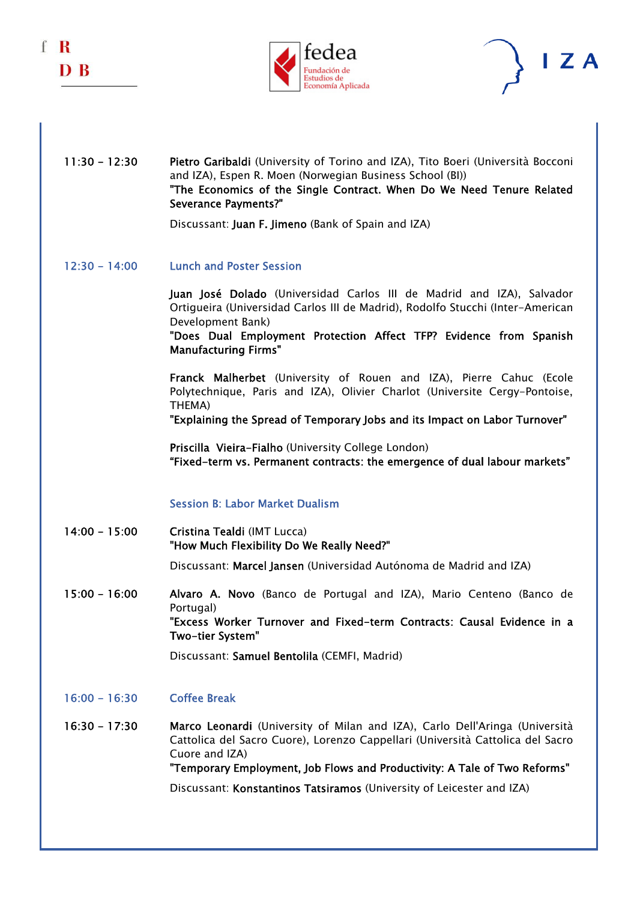**11:30 – 12:30**

**Pietro Garibaldi** (University of Torino and IZA), Tito Boeri (Università Bocconi and IZA), Espen R. Moen (Norwegian Business School (BI))
**"The Economics of the Single Contract. When Do We Need Tenure Related Severance Payments?"**

Discussant: **Juan F. Jimeno** (Bank of Spain and IZA)

**12:30 – 14:00** Lunch and Poster Session

**Juan José Dolado** (Universidad Carlos III de Madrid and IZA), Salvador Ortigueira (Universidad Carlos III de Madrid), Rodolfo Stucchi (Inter-American Development Bank)
**"Does Dual Employment Protection Affect TFP? Evidence from Spanish Manufacturing Firms"**

**Franck Malherbet** (University of Rouen and IZA), Pierre Cahuc (Ecole Polytechnique, Paris and IZA), Olivier Charlot (Universite Cergy-Pontoise, THEMA)
**"Explaining the Spread of Temporary Jobs and its Impact on Labor Turnover"**

**Priscilla Vieira-Fialho** (University College London)
**"Fixed-term vs. Permanent contracts: the emergence of dual labour markets"**

## Session B: Labor Market Dualism

**14:00 – 15:00**

**Cristina Tealdi** (IMT Lucca)
**"How Much Flexibility Do We Really Need?"**

Discussant: **Marcel Jansen** (Universidad Autónoma de Madrid and IZA)

**15:00 – 16:00**

**Alvaro A. Novo** (Banco de Portugal and IZA), Mario Centeno (Banco de Portugal)
**"Excess Worker Turnover and Fixed-term Contracts: Causal Evidence in a Two-tier System"**

Discussant: **Samuel Bentolila** (CEMFI, Madrid)

**16:00 – 16:30** Coffee Break

**16:30 – 17:30**

**Marco Leonardi** (University of Milan and IZA), Carlo Dell'Aringa (Università Cattolica del Sacro Cuore), Lorenzo Cappellari (Università Cattolica del Sacro Cuore and IZA)
**"Temporary Employment, Job Flows and Productivity: A Tale of Two Reforms"**

Discussant: **Konstantinos Tatsiramos** (University of Leicester and IZA)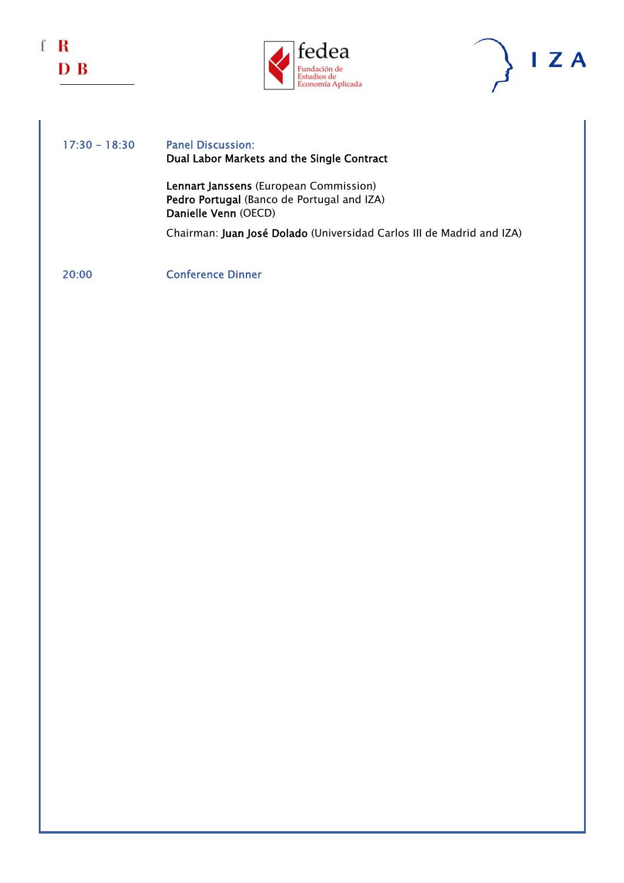| | |
|---|---|
| 17:30 – 18:30 | Panel Discussion:<br>**Dual Labor Markets and the Single Contract**<br><br>**Lennart Janssens** (European Commission)<br>**Pedro Portugal** (Banco de Portugal and IZA)<br>**Danielle Venn** (OECD)<br><br>Chairman: **Juan José Dolado** (Universidad Carlos III de Madrid and IZA) |
| 20:00 | Conference Dinner |